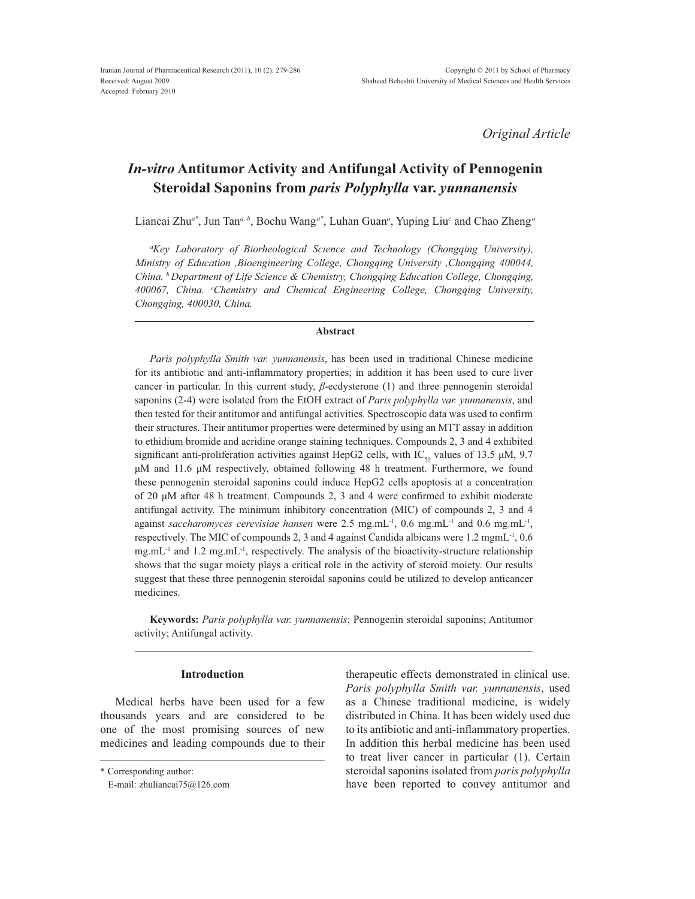Received: August 2009
Accepted: February 2010

*Original Article*

# *In-vitro* Antitumor Activity and Antifungal Activity of Pennogenin Steroidal Saponins from *paris Polyphylla* var. *yunnanensis*

Liancai Zhu[a*], Jun Tan[a, b], Bochu Wang[a*], Luhan Guan[a], Yuping Liu[c] and Chao Zheng[a]

*[a]Key Laboratory of Biorheological Science and Technology (Chongqing University), Ministry of Education ,Bioengineering College, Chongqing University ,Chongqing 400044, China. [b] Department of Life Science & Chemistry, Chongqing Education College, Chongqing, 400067, China. [c]Chemistry and Chemical Engineering College, Chongqing University, Chongqing, 400030, China.*

## Abstract

*Paris polyphylla Smith var. yunnanensis*, has been used in traditional Chinese medicine for its antibiotic and anti-inflammatory properties; in addition it has been used to cure liver cancer in particular. In this current study, *β*-ecdysterone (1) and three pennogenin steroidal saponins (2-4) were isolated from the EtOH extract of *Paris polyphylla var. yunnanensis*, and then tested for their antitumor and antifungal activities. Spectroscopic data was used to confirm their structures. Their antitumor properties were determined by using an MTT assay in addition to ethidium bromide and acridine orange staining techniques. Compounds 2, 3 and 4 exhibited significant anti-proliferation activities against HepG2 cells, with $IC_{50}$ values of 13.5 μM, 9.7 μM and 11.6 μM respectively, obtained following 48 h treatment. Furthermore, we found these pennogenin steroidal saponins could induce HepG2 cells apoptosis at a concentration of 20 μM after 48 h treatment. Compounds 2, 3 and 4 were confirmed to exhibit moderate antifungal activity. The minimum inhibitory concentration (MIC) of compounds 2, 3 and 4 against *saccharomyces cerevisiae hansen* were 2.5 $mg.mL^{-1}$, 0.6 $mg.mL^{-1}$ and 0.6 $mg.mL^{-1}$, respectively. The MIC of compounds 2, 3 and 4 against Candida albicans were 1.2 $mgmL^{-1}$, 0.6 $mg.mL^{-1}$ and 1.2 $mg.mL^{-1}$, respectively. The analysis of the bioactivity-structure relationship shows that the sugar moiety plays a critical role in the activity of steroid moiety. Our results suggest that these three pennogenin steroidal saponins could be utilized to develop anticancer medicines.

**Keywords:** *Paris polyphylla var. yunnanensis*; Pennogenin steroidal saponins; Antitumor activity; Antifungal activity.

## Introduction

Medical herbs have been used for a few thousands years and are considered to be one of the most promising sources of new medicines and leading compounds due to their therapeutic effects demonstrated in clinical use. *Paris polyphylla Smith var. yunnanensis*, used as a Chinese traditional medicine, is widely distributed in China. It has been widely used due to its antibiotic and anti-inflammatory properties. In addition this herbal medicine has been used to treat liver cancer in particular (1). Certain steroidal saponins isolated from *paris polyphylla* have been reported to convey antitumor and

\* Corresponding author:
E-mail: zhuliancai75@126.com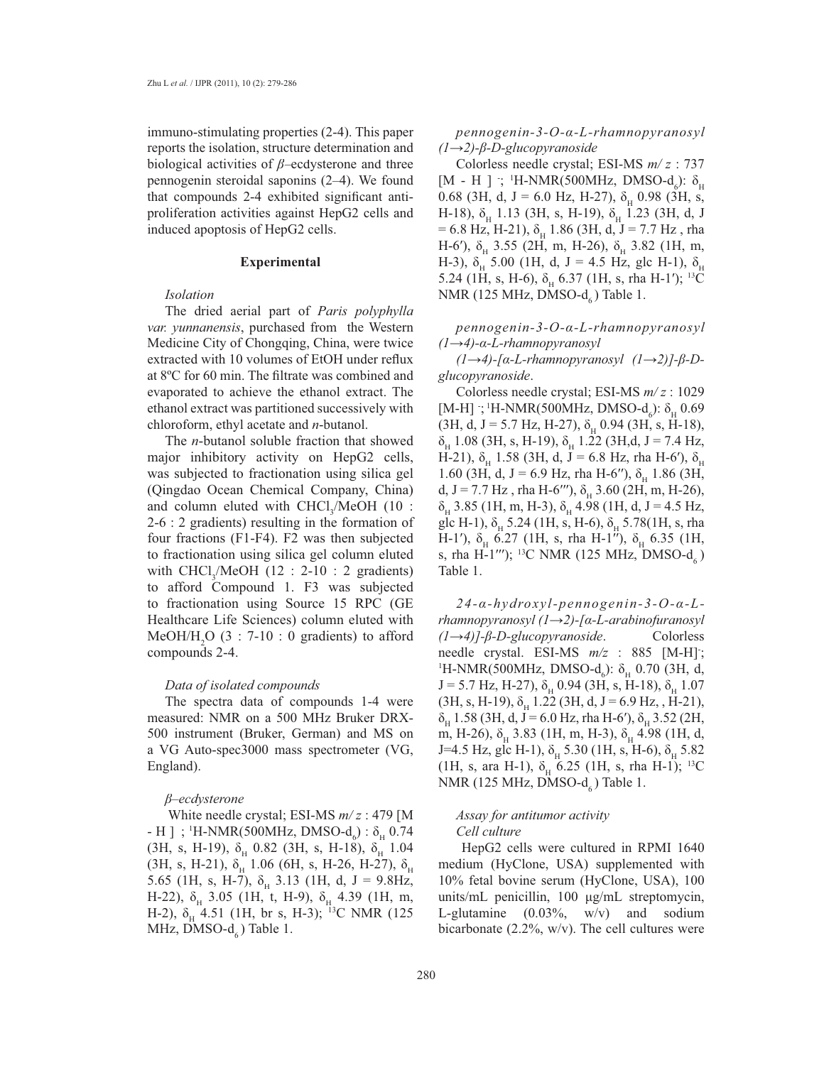immuno-stimulating properties (2-4). This paper reports the isolation, structure determination and biological activities of *β*–ecdysterone and three pennogenin steroidal saponins (2–4). We found that compounds 2-4 exhibited significant anti-proliferation activities against HepG2 cells and induced apoptosis of HepG2 cells.

## Experimental

### *Isolation*

The dried aerial part of *Paris polyphylla var. yunnanensis*, purchased from the Western Medicine City of Chongqing, China, were twice extracted with 10 volumes of EtOH under reflux at 8ºC for 60 min. The filtrate was combined and evaporated to achieve the ethanol extract. The ethanol extract was partitioned successively with chloroform, ethyl acetate and *n*-butanol.

The *n*-butanol soluble fraction that showed major inhibitory activity on HepG2 cells, was subjected to fractionation using silica gel (Qingdao Ocean Chemical Company, China) and column eluted with $CHCl_3$/MeOH (10 : 2-6 : 2 gradients) resulting in the formation of four fractions (F1-F4). F2 was then subjected to fractionation using silica gel column eluted with $CHCl_3$/MeOH (12 : 2-10 : 2 gradients) to afford Compound 1. F3 was subjected to fractionation using Source 15 RPC (GE Healthcare Life Sciences) column eluted with MeOH/$H_2O$ (3 : 7-10 : 0 gradients) to afford compounds 2-4.

### *Data of isolated compounds*

The spectra data of compounds 1-4 were measured: NMR on a 500 MHz Bruker DRX-500 instrument (Bruker, German) and MS on a VG Auto-spec3000 mass spectrometer (VG, England).

### *β–ecdysterone*

White needle crystal; ESI-MS *m/ z* : 479 [M - H ] ; $^1$H-NMR(500MHz, DMSO-$d_6$) : $\delta_H$ 0.74 (3H, s, H-19), $\delta_H$ 0.82 (3H, s, H-18), $\delta_H$ 1.04 (3H, s, H-21), $\delta_H$ 1.06 (6H, s, H-26, H-27), $\delta_H$ 5.65 (1H, s, H-7), $\delta_H$ 3.13 (1H, d, J = 9.8Hz, H-22), $\delta_H$ 3.05 (1H, t, H-9), $\delta_H$ 4.39 (1H, m, H-2), $\delta_H$ 4.51 (1H, br s, H-3); $^{13}$C NMR (125 MHz, DMSO-$d_6$ ) Table 1.

### *pennogenin-3-O-α-L-rhamnopyranosyl (1→2)-β-D-glucopyranoside*

Colorless needle crystal; ESI-MS *m/ z* : 737 [M - H ] $^-$; $^1$H-NMR(500MHz, DMSO-$d_6$): $\delta_H$ 0.68 (3H, d, J = 6.0 Hz, H-27), $\delta_H$ 0.98 (3H, s, H-18), $\delta_H$ 1.13 (3H, s, H-19), $\delta_H$ 1.23 (3H, d, J = 6.8 Hz, H-21), $\delta_H$ 1.86 (3H, d, J = 7.7 Hz , rha H-6′), $\delta_H$ 3.55 (2H, m, H-26), $\delta_H$ 3.82 (1H, m, H-3), $\delta_H$ 5.00 (1H, d, J = 4.5 Hz, glc H-1), $\delta_H$ 5.24 (1H, s, H-6), $\delta_H$ 6.37 (1H, s, rha H-1′); $^{13}$C NMR (125 MHz, DMSO-$d_6$ ) Table 1.

### *pennogenin-3-O-α-L-rhamnopyranosyl (1→4)-α-L-rhamnopyranosyl (1→4)-[α-L-rhamnopyranosyl (1→2)]-β-D-glucopyranoside*.

Colorless needle crystal; ESI-MS *m/ z* : 1029 [M-H] $^-$; $^1$H-NMR(500MHz, DMSO-$d_6$): $\delta_H$ 0.69 (3H, d, J = 5.7 Hz, H-27), $\delta_H$ 0.94 (3H, s, H-18), $\delta_H$ 1.08 (3H, s, H-19), $\delta_H$ 1.22 (3H,d, J = 7.4 Hz, H-21), $\delta_H$ 1.58 (3H, d, J = 6.8 Hz, rha H-6′), $\delta_H$ 1.60 (3H, d, J = 6.9 Hz, rha H-6′′), $\delta_H$ 1.86 (3H, d, J = 7.7 Hz , rha H-6′′′), $\delta_H$ 3.60 (2H, m, H-26), $\delta_H$ 3.85 (1H, m, H-3), $\delta_H$ 4.98 (1H, d, J = 4.5 Hz, glc H-1), $\delta_H$ 5.24 (1H, s, H-6), $\delta_H$ 5.78(1H, s, rha H-1′), $\delta_H$ 6.27 (1H, s, rha H-1′′), $\delta_H$ 6.35 (1H, s, rha H-1′′′); $^{13}$C NMR (125 MHz, DMSO-$d_6$ ) Table 1.

### *24-α-hydroxyl-pennogenin-3-O-α-L-rhamnopyranosyl (1→2)-[α-L-arabinofuranosyl (1→4)]-β-D-glucopyranoside*.

Colorless needle crystal. ESI-MS *m/z* : 885 [M-H]$^-$; $^1$H-NMR(500MHz, DMSO-$d_6$): $\delta_H$ 0.70 (3H, d, J = 5.7 Hz, H-27), $\delta_H$ 0.94 (3H, s, H-18), $\delta_H$ 1.07 (3H, s, H-19), $\delta_H$ 1.22 (3H, d, J = 6.9 Hz, , H-21), $\delta_H$ 1.58 (3H, d, J = 6.0 Hz, rha H-6′), $\delta_H$ 3.52 (2H, m, H-26), $\delta_H$ 3.83 (1H, m, H-3), $\delta_H$ 4.98 (1H, d, J=4.5 Hz, glc H-1), $\delta_H$ 5.30 (1H, s, H-6), $\delta_H$ 5.82 (1H, s, ara H-1), $\delta_H$ 6.25 (1H, s, rha H-1); $^{13}$C NMR (125 MHz, DMSO-$d_6$ ) Table 1.

### *Assay for antitumor activity*

#### *Cell culture*

HepG2 cells were cultured in RPMI 1640 medium (HyClone, USA) supplemented with 10% fetal bovine serum (HyClone, USA), 100 units/mL penicillin, 100 μg/mL streptomycin, L-glutamine (0.03%, w/v) and sodium bicarbonate (2.2%, w/v). The cell cultures were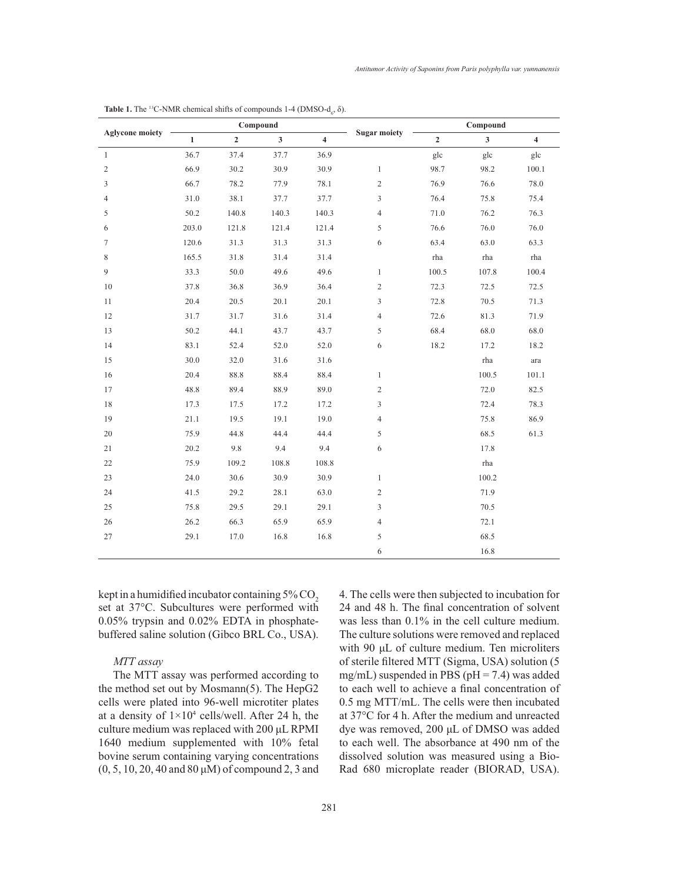**Table 1.** The $^{13}$C-NMR chemical shifts of compounds 1-4 (DMSO-$d_6$, δ).

| Aglycone moiety | Compound | | | | Sugar moiety | Compound | | |
|---|---|---|---|---|---|---|---|---|
| | 1 | 2 | 3 | 4 | | 2 | 3 | 4 |
| 1 | 36.7 | 37.4 | 37.7 | 36.9 | | glc | glc | glc |
| 2 | 66.9 | 30.2 | 30.9 | 30.9 | 1 | 98.7 | 98.2 | 100.1 |
| 3 | 66.7 | 78.2 | 77.9 | 78.1 | 2 | 76.9 | 76.6 | 78.0 |
| 4 | 31.0 | 38.1 | 37.7 | 37.7 | 3 | 76.4 | 75.8 | 75.4 |
| 5 | 50.2 | 140.8 | 140.3 | 140.3 | 4 | 71.0 | 76.2 | 76.3 |
| 6 | 203.0 | 121.8 | 121.4 | 121.4 | 5 | 76.6 | 76.0 | 76.0 |
| 7 | 120.6 | 31.3 | 31.3 | 31.3 | 6 | 63.4 | 63.0 | 63.3 |
| 8 | 165.5 | 31.8 | 31.4 | 31.4 | | rha | rha | rha |
| 9 | 33.3 | 50.0 | 49.6 | 49.6 | 1 | 100.5 | 107.8 | 100.4 |
| 10 | 37.8 | 36.8 | 36.9 | 36.4 | 2 | 72.3 | 72.5 | 72.5 |
| 11 | 20.4 | 20.5 | 20.1 | 20.1 | 3 | 72.8 | 70.5 | 71.3 |
| 12 | 31.7 | 31.7 | 31.6 | 31.4 | 4 | 72.6 | 81.3 | 71.9 |
| 13 | 50.2 | 44.1 | 43.7 | 43.7 | 5 | 68.4 | 68.0 | 68.0 |
| 14 | 83.1 | 52.4 | 52.0 | 52.0 | 6 | 18.2 | 17.2 | 18.2 |
| 15 | 30.0 | 32.0 | 31.6 | 31.6 | | | rha | ara |
| 16 | 20.4 | 88.8 | 88.4 | 88.4 | 1 | | 100.5 | 101.1 |
| 17 | 48.8 | 89.4 | 88.9 | 89.0 | 2 | | 72.0 | 82.5 |
| 18 | 17.3 | 17.5 | 17.2 | 17.2 | 3 | | 72.4 | 78.3 |
| 19 | 21.1 | 19.5 | 19.1 | 19.0 | 4 | | 75.8 | 86.9 |
| 20 | 75.9 | 44.8 | 44.4 | 44.4 | 5 | | 68.5 | 61.3 |
| 21 | 20.2 | 9.8 | 9.4 | 9.4 | 6 | | 17.8 | |
| 22 | 75.9 | 109.2 | 108.8 | 108.8 | | | rha | |
| 23 | 24.0 | 30.6 | 30.9 | 30.9 | 1 | | 100.2 | |
| 24 | 41.5 | 29.2 | 28.1 | 63.0 | 2 | | 71.9 | |
| 25 | 75.8 | 29.5 | 29.1 | 29.1 | 3 | | 70.5 | |
| 26 | 26.2 | 66.3 | 65.9 | 65.9 | 4 | | 72.1 | |
| 27 | 29.1 | 17.0 | 16.8 | 16.8 | 5 | | 68.5 | |
| | | | | | 6 | | 16.8 | |

kept in a humidified incubator containing 5% $CO_2$ set at 37°C. Subcultures were performed with 0.05% trypsin and 0.02% EDTA in phosphate-buffered saline solution (Gibco BRL Co., USA).

*MTT assay*

The MTT assay was performed according to the method set out by Mosmann(5). The HepG2 cells were plated into 96-well microtiter plates at a density of $1\times10^4$ cells/well. After 24 h, the culture medium was replaced with 200 μL RPMI 1640 medium supplemented with 10% fetal bovine serum containing varying concentrations (0, 5, 10, 20, 40 and 80 μM) of compound 2, 3 and 4. The cells were then subjected to incubation for 24 and 48 h. The final concentration of solvent was less than 0.1% in the cell culture medium. The culture solutions were removed and replaced with 90 μL of culture medium. Ten microliters of sterile filtered MTT (Sigma, USA) solution (5 mg/mL) suspended in PBS (pH = 7.4) was added to each well to achieve a final concentration of 0.5 mg MTT/mL. The cells were then incubated at 37°C for 4 h. After the medium and unreacted dye was removed, 200 μL of DMSO was added to each well. The absorbance at 490 nm of the dissolved solution was measured using a Bio-Rad 680 microplate reader (BIORAD, USA).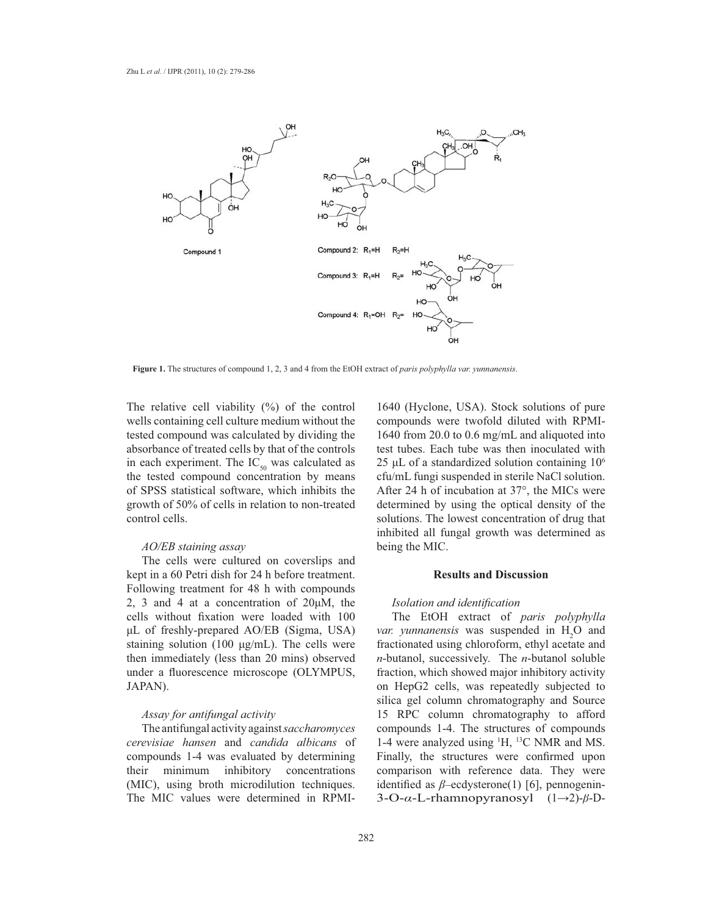**Figure 1.** The structures of compound 1, 2, 3 and 4 from the EtOH extract of *paris polyphylla var. yunnanensis*.

The relative cell viability (%) of the control wells containing cell culture medium without the tested compound was calculated by dividing the absorbance of treated cells by that of the controls in each experiment. The $IC_{50}$ was calculated as the tested compound concentration by means of SPSS statistical software, which inhibits the growth of 50% of cells in relation to non-treated control cells.

### *AO/EB staining assay*

The cells were cultured on coverslips and kept in a 60 Petri dish for 24 h before treatment. Following treatment for 48 h with compounds 2, 3 and 4 at a concentration of 20μM, the cells without fixation were loaded with 100 μL of freshly-prepared AO/EB (Sigma, USA) staining solution (100 μg/mL). The cells were then immediately (less than 20 mins) observed under a fluorescence microscope (OLYMPUS, JAPAN).

### *Assay for antifungal activity*

The antifungal activity against *saccharomyces cerevisiae hansen* and *candida albicans* of compounds 1-4 was evaluated by determining their minimum inhibitory concentrations (MIC), using broth microdilution techniques. The MIC values were determined in RPMI-1640 (Hyclone, USA). Stock solutions of pure compounds were twofold diluted with RPMI-1640 from 20.0 to 0.6 mg/mL and aliquoted into test tubes. Each tube was then inoculated with 25 μL of a standardized solution containing $10^6$ cfu/mL fungi suspended in sterile NaCl solution. After 24 h of incubation at 37°, the MICs were determined by using the optical density of the solutions. The lowest concentration of drug that inhibited all fungal growth was determined as being the MIC.

## Results and Discussion

### *Isolation and identification*

The EtOH extract of *paris polyphylla var. yunnanensis* was suspended in $H_2O$ and fractionated using chloroform, ethyl acetate and *n*-butanol, successively. The *n*-butanol soluble fraction, which showed major inhibitory activity on HepG2 cells, was repeatedly subjected to silica gel column chromatography and Source 15 RPC column chromatography to afford compounds 1-4. The structures of compounds 1-4 were analyzed using $^1$H, $^{13}$C NMR and MS. Finally, the structures were confirmed upon comparison with reference data. They were identified as *β*–ecdysterone(1) [6], pennogenin-3-O-*α*-L-rhamnopyranosyl (1→2)-*β*-D-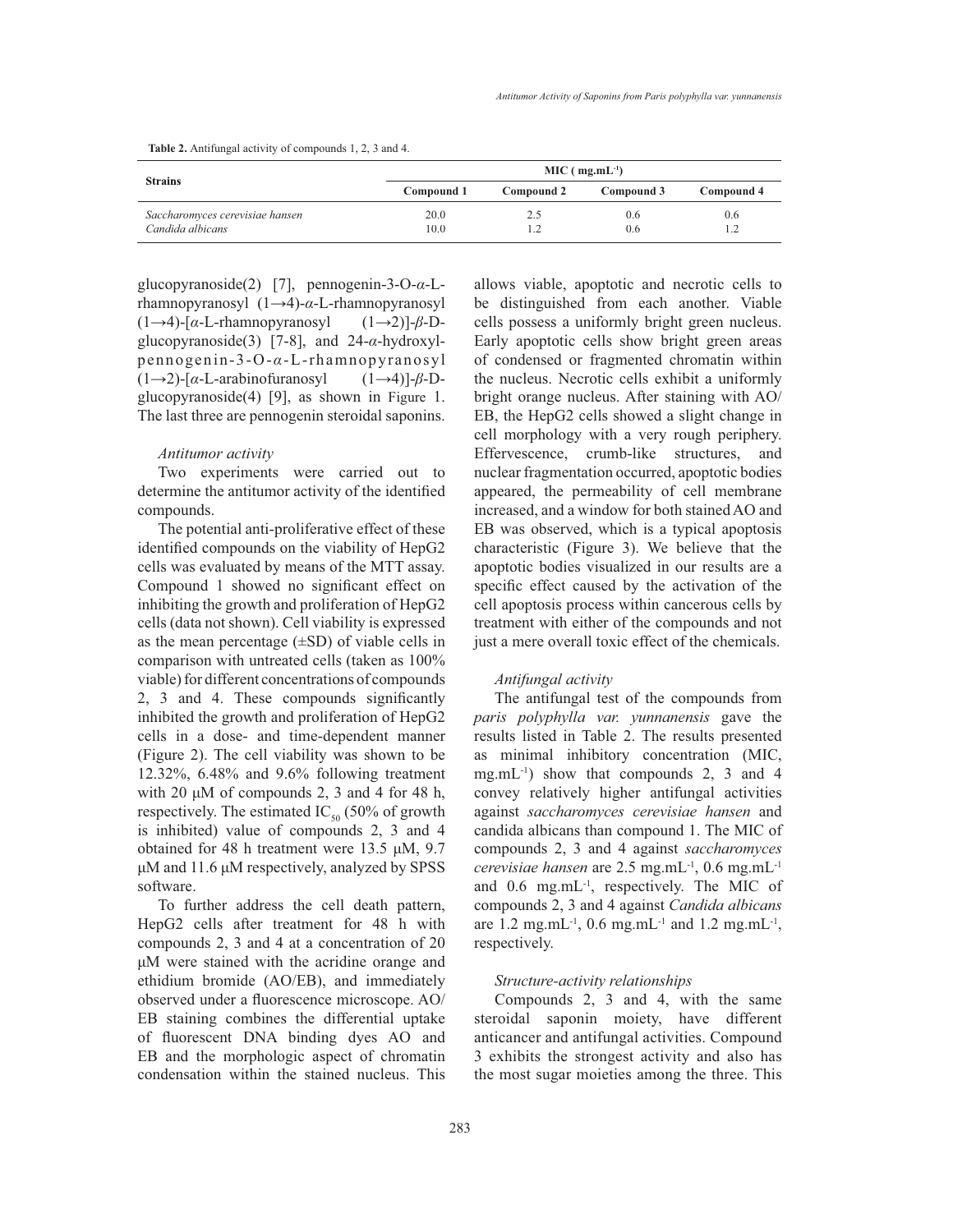**Table 2.** Antifungal activity of compounds 1, 2, 3 and 4.

| Strains | MIC ( mg.mL$^{-1}$) | | | |
|---|---|---|---|---|
| | Compound 1 | Compound 2 | Compound 3 | Compound 4 |
| *Saccharomyces cerevisiae hansen* | 20.0 | 2.5 | 0.6 | 0.6 |
| *Candida albicans* | 10.0 | 1.2 | 0.6 | 1.2 |

glucopyranoside(2) [7], pennogenin-3-O-*α*-L-rhamnopyranosyl (1→4)-*α*-L-rhamnopyranosyl (1→4)-[*α*-L-rhamnopyranosyl (1→2)]-*β*-D-glucopyranoside(3) [7-8], and 24-*α*-hydroxyl-pennogenin-3-O-*α*-L-rhamnopyranosyl (1→2)-[*α*-L-arabinofuranosyl (1→4)]-*β*-D-glucopyranoside(4) [9], as shown in Figure 1. The last three are pennogenin steroidal saponins.

### *Antitumor activity*

Two experiments were carried out to determine the antitumor activity of the identified compounds.

The potential anti-proliferative effect of these identified compounds on the viability of HepG2 cells was evaluated by means of the MTT assay. Compound 1 showed no significant effect on inhibiting the growth and proliferation of HepG2 cells (data not shown). Cell viability is expressed as the mean percentage (±SD) of viable cells in comparison with untreated cells (taken as 100% viable) for different concentrations of compounds 2, 3 and 4. These compounds significantly inhibited the growth and proliferation of HepG2 cells in a dose- and time-dependent manner (Figure 2). The cell viability was shown to be 12.32%, 6.48% and 9.6% following treatment with 20 μM of compounds 2, 3 and 4 for 48 h, respectively. The estimated $IC_{50}$ (50% of growth is inhibited) value of compounds 2, 3 and 4 obtained for 48 h treatment were 13.5 μM, 9.7 μM and 11.6 μM respectively, analyzed by SPSS software.

To further address the cell death pattern, HepG2 cells after treatment for 48 h with compounds 2, 3 and 4 at a concentration of 20 μM were stained with the acridine orange and ethidium bromide (AO/EB), and immediately observed under a fluorescence microscope. AO/EB staining combines the differential uptake of fluorescent DNA binding dyes AO and EB and the morphologic aspect of chromatin condensation within the stained nucleus. This allows viable, apoptotic and necrotic cells to be distinguished from each another. Viable cells possess a uniformly bright green nucleus. Early apoptotic cells show bright green areas of condensed or fragmented chromatin within the nucleus. Necrotic cells exhibit a uniformly bright orange nucleus. After staining with AO/EB, the HepG2 cells showed a slight change in cell morphology with a very rough periphery. Effervescence, crumb-like structures, and nuclear fragmentation occurred, apoptotic bodies appeared, the permeability of cell membrane increased, and a window for both stained AO and EB was observed, which is a typical apoptosis characteristic (Figure 3). We believe that the apoptotic bodies visualized in our results are a specific effect caused by the activation of the cell apoptosis process within cancerous cells by treatment with either of the compounds and not just a mere overall toxic effect of the chemicals.

### *Antifungal activity*

The antifungal test of the compounds from *paris polyphylla var. yunnanensis* gave the results listed in Table 2. The results presented as minimal inhibitory concentration (MIC, mg.mL$^{-1}$) show that compounds 2, 3 and 4 convey relatively higher antifungal activities against *saccharomyces cerevisiae hansen* and candida albicans than compound 1. The MIC of compounds 2, 3 and 4 against *saccharomyces cerevisiae hansen* are 2.5 mg.mL$^{-1}$, 0.6 mg.mL$^{-1}$ and 0.6 mg.mL$^{-1}$, respectively. The MIC of compounds 2, 3 and 4 against *Candida albicans* are 1.2 mg.mL$^{-1}$, 0.6 mg.mL$^{-1}$ and 1.2 mg.mL$^{-1}$, respectively.

### *Structure-activity relationships*

Compounds 2, 3 and 4, with the same steroidal saponin moiety, have different anticancer and antifungal activities. Compound 3 exhibits the strongest activity and also has the most sugar moieties among the three. This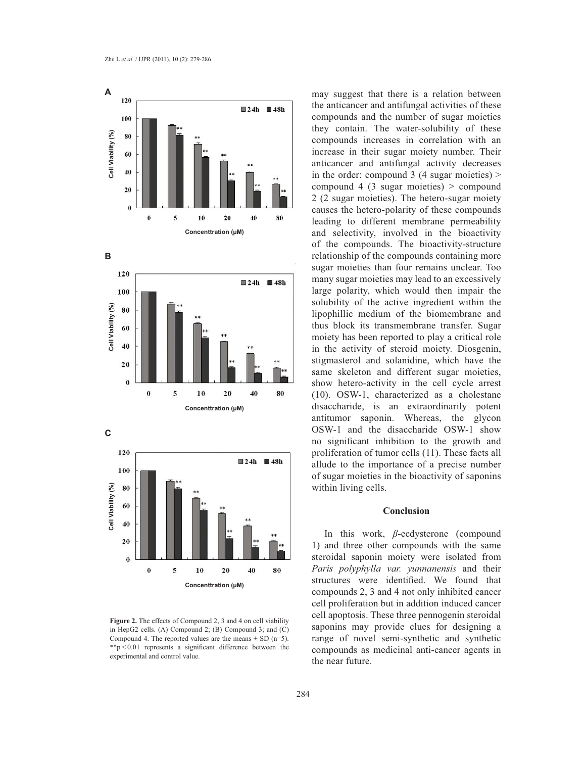may suggest that there is a relation between the anticancer and antifungal activities of these compounds and the number of sugar moieties they contain. The water-solubility of these compounds increases in correlation with an increase in their sugar moiety number. Their anticancer and antifungal activity decreases in the order: compound 3 (4 sugar moieties) > compound 4 (3 sugar moieties) > compound 2 (2 sugar moieties). The hetero-sugar moiety causes the hetero-polarity of these compounds leading to different membrane permeability and selectivity, involved in the bioactivity of the compounds. The bioactivity-structure relationship of the compounds containing more sugar moieties than four remains unclear. Too many sugar moieties may lead to an excessively large polarity, which would then impair the solubility of the active ingredient within the lipophillic medium of the biomembrane and thus block its transmembrane transfer. Sugar moiety has been reported to play a critical role in the activity of steroid moiety. Diosgenin, stigmasterol and solanidine, which have the same skeleton and different sugar moieties, show hetero-activity in the cell cycle arrest (10). OSW-1, characterized as a cholestane disaccharide, is an extraordinarily potent antitumor saponin. Whereas, the glycon OSW-1 and the disaccharide OSW-1 show no significant inhibition to the growth and proliferation of tumor cells (11). These facts all allude to the importance of a precise number of sugar moieties in the bioactivity of saponins within living cells.

**Figure 2.** The effects of Compound 2, 3 and 4 on cell viability in HepG2 cells. (A) Compound 2; (B) Compound 3; and (C) Compound 4. The reported values are the means ± SD (n=5). **p < 0.01 represents a significant difference between the experimental and control value.

## Conclusion

In this work, *β*-ecdysterone (compound 1) and three other compounds with the same steroidal saponin moiety were isolated from *Paris polyphylla var. yunnanensis* and their structures were identified. We found that compounds 2, 3 and 4 not only inhibited cancer cell proliferation but in addition induced cancer cell apoptosis. These three pennogenin steroidal saponins may provide clues for designing a range of novel semi-synthetic and synthetic compounds as medicinal anti-cancer agents in the near future.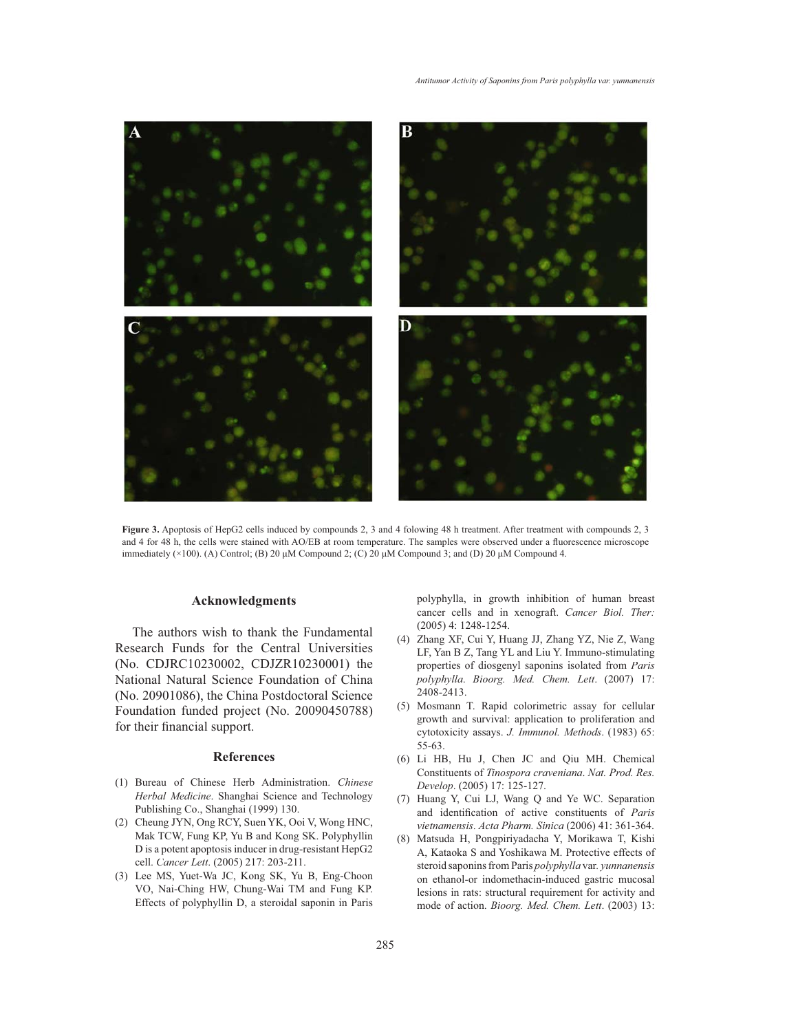**Figure 3.** Apoptosis of HepG2 cells induced by compounds 2, 3 and 4 folowing 48 h treatment. After treatment with compounds 2, 3 and 4 for 48 h, the cells were stained with AO/EB at room temperature. The samples were observed under a fluorescence microscope immediately (×100). (A) Control; (B) 20 μM Compound 2; (C) 20 μM Compound 3; and (D) 20 μM Compound 4.

## Acknowledgments

The authors wish to thank the Fundamental Research Funds for the Central Universities (No. CDJRC10230002, CDJZR10230001) the National Natural Science Foundation of China (No. 20901086), the China Postdoctoral Science Foundation funded project (No. 20090450788) for their financial support.

## References

(1) Bureau of Chinese Herb Administration. *Chinese Herbal Medicine*. Shanghai Science and Technology Publishing Co., Shanghai (1999) 130.

(2) Cheung JYN, Ong RCY, Suen YK, Ooi V, Wong HNC, Mak TCW, Fung KP, Yu B and Kong SK. Polyphyllin D is a potent apoptosis inducer in drug-resistant HepG2 cell. *Cancer Lett*. (2005) 217: 203-211.

(3) Lee MS, Yuet-Wa JC, Kong SK, Yu B, Eng-Choon VO, Nai-Ching HW, Chung-Wai TM and Fung KP. Effects of polyphyllin D, a steroidal saponin in Paris polyphylla, in growth inhibition of human breast cancer cells and in xenograft. *Cancer Biol. Ther:* (2005) 4: 1248-1254.

(4) Zhang XF, Cui Y, Huang JJ, Zhang YZ, Nie Z, Wang LF, Yan B Z, Tang YL and Liu Y. Immuno-stimulating properties of diosgenyl saponins isolated from *Paris polyphylla*. *Bioorg. Med. Chem. Lett*. (2007) 17: 2408-2413.

(5) Mosmann T. Rapid colorimetric assay for cellular growth and survival: application to proliferation and cytotoxicity assays. *J. Immunol. Methods*. (1983) 65: 55-63.

(6) Li HB, Hu J, Chen JC and Qiu MH. Chemical Constituents of *Tinospora craveniana*. *Nat. Prod. Res. Develop*. (2005) 17: 125-127.

(7) Huang Y, Cui LJ, Wang Q and Ye WC. Separation and identification of active constituents of *Paris vietnamensis*. *Acta Pharm. Sinica* (2006) 41: 361-364.

(8) Matsuda H, Pongpiriyadacha Y, Morikawa T, Kishi A, Kataoka S and Yoshikawa M. Protective effects of steroid saponins from Paris *polyphylla* var. *yunnanensis* on ethanol-or indomethacin-induced gastric mucosal lesions in rats: structural requirement for activity and mode of action. *Bioorg. Med. Chem. Lett*. (2003) 13: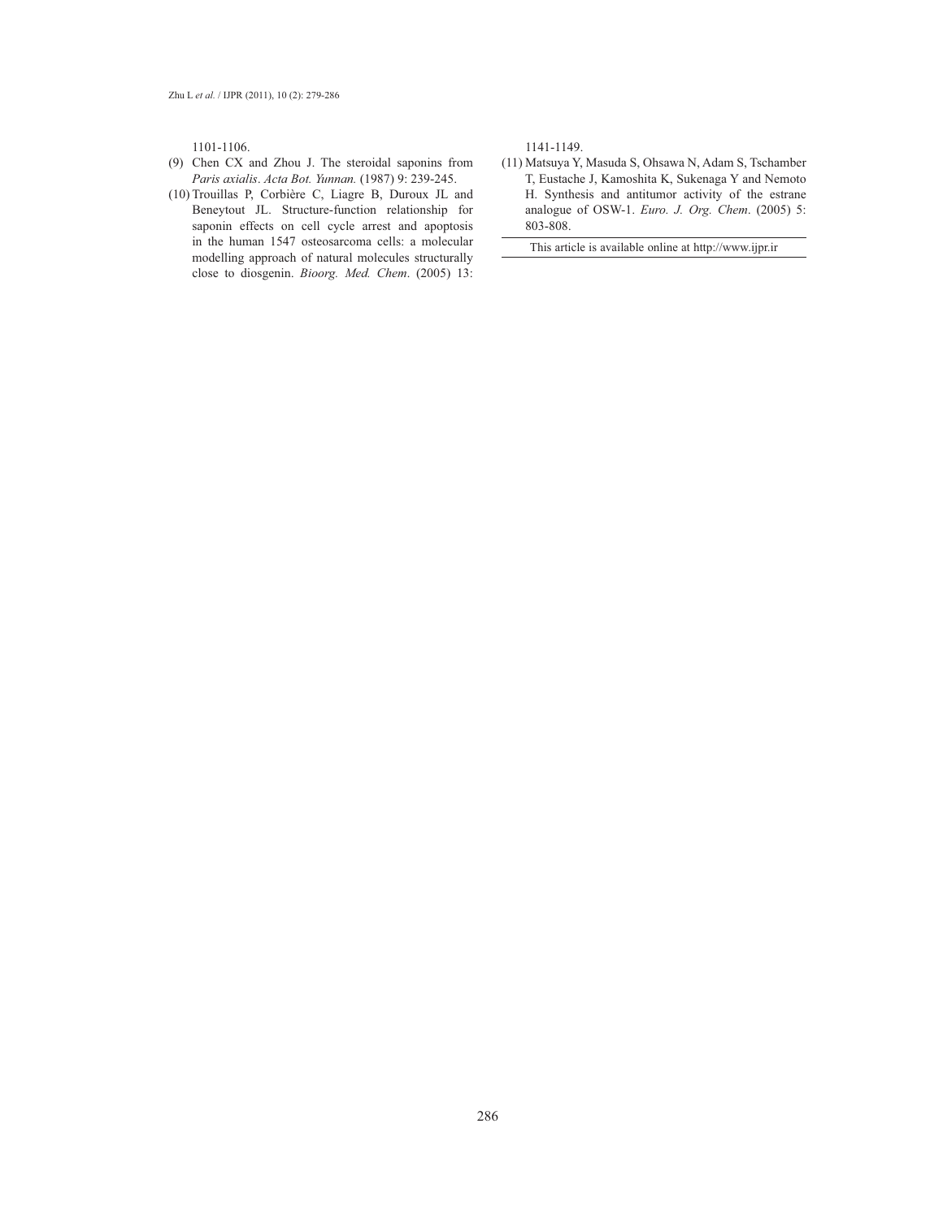1101-1106.

(9) Chen CX and Zhou J. The steroidal saponins from *Paris axialis*. *Acta Bot. Yunnan.* (1987) 9: 239-245.

(10) Trouillas P, Corbière C, Liagre B, Duroux JL and Beneytout JL. Structure-function relationship for saponin effects on cell cycle arrest and apoptosis in the human 1547 osteosarcoma cells: a molecular modelling approach of natural molecules structurally close to diosgenin. *Bioorg. Med. Chem*. (2005) 13: 1141-1149.

(11) Matsuya Y, Masuda S, Ohsawa N, Adam S, Tschamber T, Eustache J, Kamoshita K, Sukenaga Y and Nemoto H. Synthesis and antitumor activity of the estrane analogue of OSW-1. *Euro. J. Org. Chem*. (2005) 5: 803-808.

This article is available online at http://www.ijpr.ir